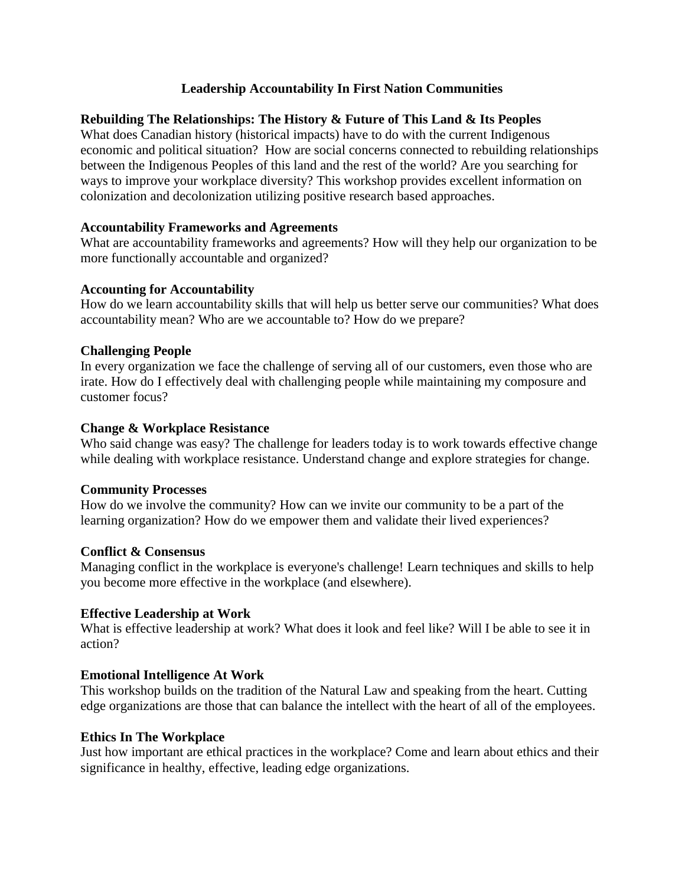# Leadership Accountability In First Nation Communities

## Rebuilding The Relationships: The History & Future of This Land & Its Peoples

What does Canadian history (historical impacts) have to do with the current Indigenous economic and political situation? How are social concerns connected to rebuilding relationships between the Indigenous Peoples of this land and the rest of the world? Are you searching for ways to improve your workplace diversity? This workshop provides excellent information on colonization and decolonization utilizing positive research based approaches.

## Accountability Frameworks and Agreements

What are accountability frameworks and agreements? How will they help our organization to be more functionally accountable and organized?

## Accounting for Accountability

How do we learn accountability skills that will help us better serve our communities? What does accountability mean? Who are we accountable to? How do we prepare?

## Challenging People

In every organization we face the challenge of serving all of our customers, even those who are irate. How do I effectively deal with challenging people while maintaining my composure and customer focus?

## Change & Workplace Resistance

Who said change was easy? The challenge for leaders today is to work towards effective change while dealing with workplace resistance. Understand change and explore strategies for change.

## Community Processes

How do we involve the community? How can we invite our community to be a part of the learning organization? How do we empower them and validate their lived experiences?

## Conflict & Consensus

Managing conflict in the workplace is everyone's challenge! Learn techniques and skills to help you become more effective in the workplace (and elsewhere).

## Effective Leadership at Work

What is effective leadership at work? What does it look and feel like? Will I be able to see it in action?

## Emotional Intelligence At Work

This workshop builds on the tradition of the Natural Law and speaking from the heart. Cutting edge organizations are those that can balance the intellect with the heart of all of the employees.

## Ethics In The Workplace

Just how important are ethical practices in the workplace? Come and learn about ethics and their significance in healthy, effective, leading edge organizations.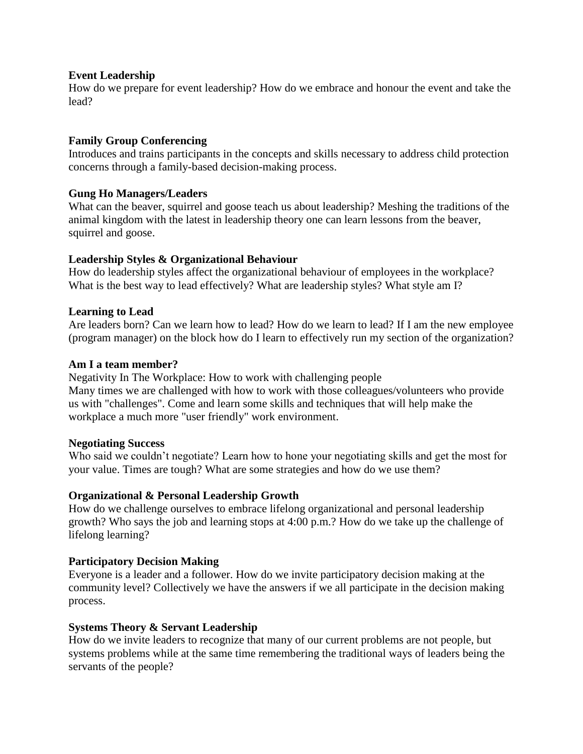**Event Leadership**
How do we prepare for event leadership? How do we embrace and honour the event and take the lead?

**Family Group Conferencing**
Introduces and trains participants in the concepts and skills necessary to address child protection concerns through a family-based decision-making process.

**Gung Ho Managers/Leaders**
What can the beaver, squirrel and goose teach us about leadership? Meshing the traditions of the animal kingdom with the latest in leadership theory one can learn lessons from the beaver, squirrel and goose.

**Leadership Styles & Organizational Behaviour**
How do leadership styles affect the organizational behaviour of employees in the workplace? What is the best way to lead effectively? What are leadership styles? What style am I?

**Learning to Lead**
Are leaders born? Can we learn how to lead? How do we learn to lead? If I am the new employee (program manager) on the block how do I learn to effectively run my section of the organization?

**Am I a team member?**
Negativity In The Workplace: How to work with challenging people
Many times we are challenged with how to work with those colleagues/volunteers who provide us with "challenges". Come and learn some skills and techniques that will help make the workplace a much more "user friendly" work environment.

**Negotiating Success**
Who said we couldn't negotiate? Learn how to hone your negotiating skills and get the most for your value. Times are tough? What are some strategies and how do we use them?

**Organizational & Personal Leadership Growth**
How do we challenge ourselves to embrace lifelong organizational and personal leadership growth? Who says the job and learning stops at 4:00 p.m.? How do we take up the challenge of lifelong learning?

**Participatory Decision Making**
Everyone is a leader and a follower. How do we invite participatory decision making at the community level? Collectively we have the answers if we all participate in the decision making process.

**Systems Theory & Servant Leadership**
How do we invite leaders to recognize that many of our current problems are not people, but systems problems while at the same time remembering the traditional ways of leaders being the servants of the people?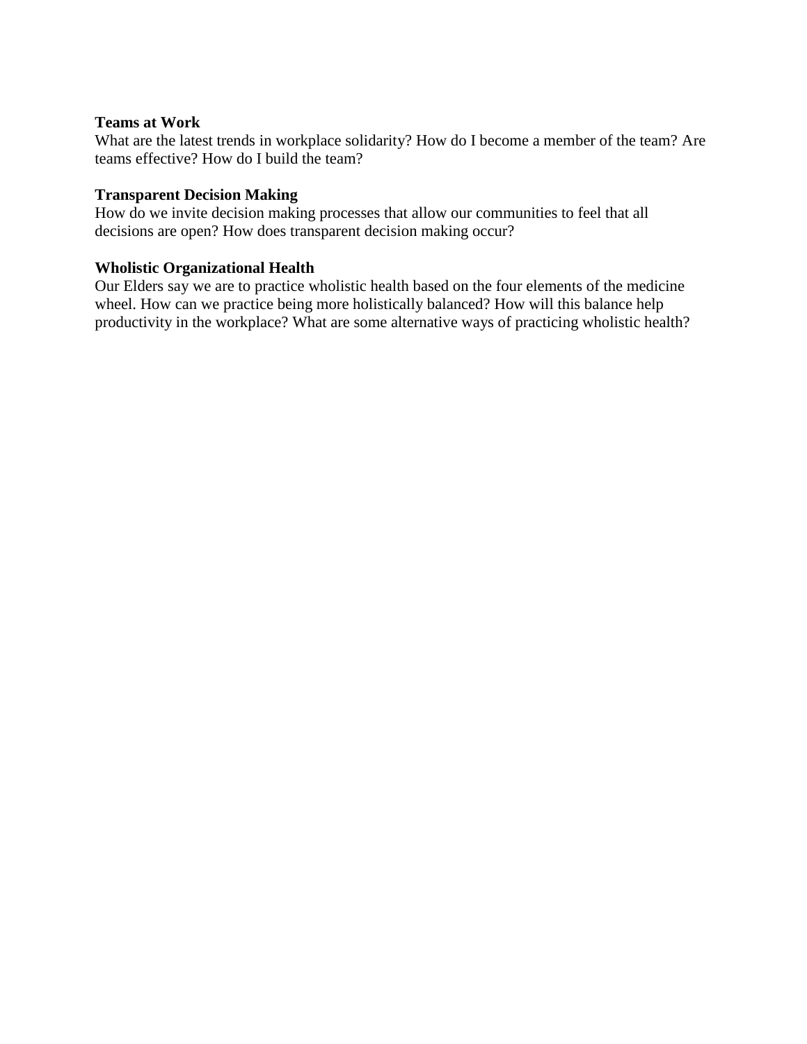**Teams at Work**
What are the latest trends in workplace solidarity? How do I become a member of the team? Are teams effective? How do I build the team?

**Transparent Decision Making**
How do we invite decision making processes that allow our communities to feel that all decisions are open? How does transparent decision making occur?

**Wholistic Organizational Health**
Our Elders say we are to practice wholistic health based on the four elements of the medicine wheel. How can we practice being more holistically balanced? How will this balance help productivity in the workplace? What are some alternative ways of practicing wholistic health?